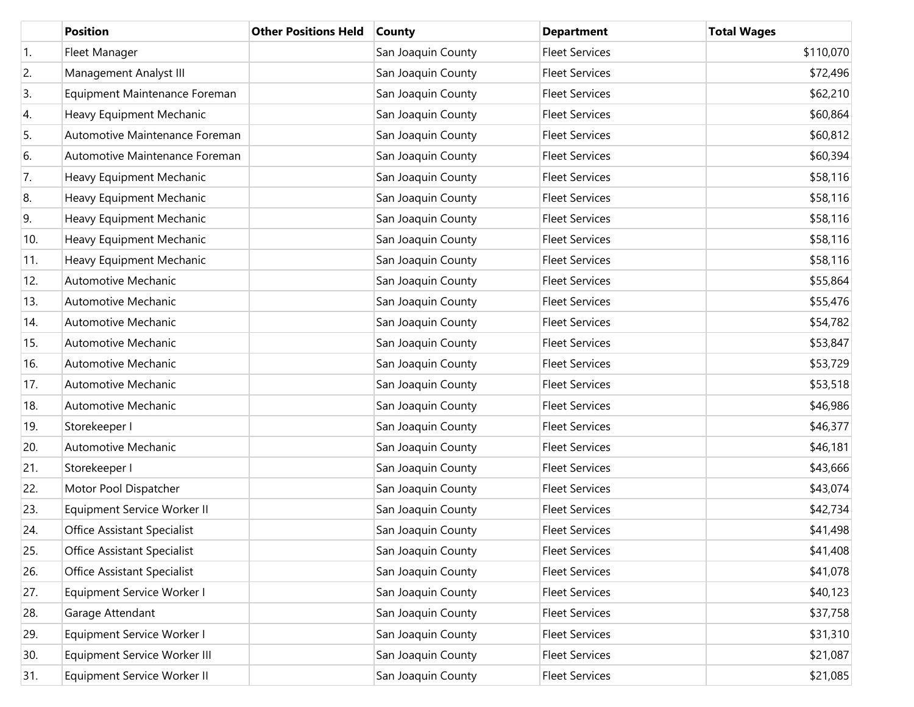| | Position | Other Positions Held | County | Department | Total Wages |
|---|---|---|---|---|---|
| 1. | Fleet Manager | | San Joaquin County | Fleet Services | $110,070 |
| 2. | Management Analyst III | | San Joaquin County | Fleet Services | $72,496 |
| 3. | Equipment Maintenance Foreman | | San Joaquin County | Fleet Services | $62,210 |
| 4. | Heavy Equipment Mechanic | | San Joaquin County | Fleet Services | $60,864 |
| 5. | Automotive Maintenance Foreman | | San Joaquin County | Fleet Services | $60,812 |
| 6. | Automotive Maintenance Foreman | | San Joaquin County | Fleet Services | $60,394 |
| 7. | Heavy Equipment Mechanic | | San Joaquin County | Fleet Services | $58,116 |
| 8. | Heavy Equipment Mechanic | | San Joaquin County | Fleet Services | $58,116 |
| 9. | Heavy Equipment Mechanic | | San Joaquin County | Fleet Services | $58,116 |
| 10. | Heavy Equipment Mechanic | | San Joaquin County | Fleet Services | $58,116 |
| 11. | Heavy Equipment Mechanic | | San Joaquin County | Fleet Services | $58,116 |
| 12. | Automotive Mechanic | | San Joaquin County | Fleet Services | $55,864 |
| 13. | Automotive Mechanic | | San Joaquin County | Fleet Services | $55,476 |
| 14. | Automotive Mechanic | | San Joaquin County | Fleet Services | $54,782 |
| 15. | Automotive Mechanic | | San Joaquin County | Fleet Services | $53,847 |
| 16. | Automotive Mechanic | | San Joaquin County | Fleet Services | $53,729 |
| 17. | Automotive Mechanic | | San Joaquin County | Fleet Services | $53,518 |
| 18. | Automotive Mechanic | | San Joaquin County | Fleet Services | $46,986 |
| 19. | Storekeeper I | | San Joaquin County | Fleet Services | $46,377 |
| 20. | Automotive Mechanic | | San Joaquin County | Fleet Services | $46,181 |
| 21. | Storekeeper I | | San Joaquin County | Fleet Services | $43,666 |
| 22. | Motor Pool Dispatcher | | San Joaquin County | Fleet Services | $43,074 |
| 23. | Equipment Service Worker II | | San Joaquin County | Fleet Services | $42,734 |
| 24. | Office Assistant Specialist | | San Joaquin County | Fleet Services | $41,498 |
| 25. | Office Assistant Specialist | | San Joaquin County | Fleet Services | $41,408 |
| 26. | Office Assistant Specialist | | San Joaquin County | Fleet Services | $41,078 |
| 27. | Equipment Service Worker I | | San Joaquin County | Fleet Services | $40,123 |
| 28. | Garage Attendant | | San Joaquin County | Fleet Services | $37,758 |
| 29. | Equipment Service Worker I | | San Joaquin County | Fleet Services | $31,310 |
| 30. | Equipment Service Worker III | | San Joaquin County | Fleet Services | $21,087 |
| 31. | Equipment Service Worker II | | San Joaquin County | Fleet Services | $21,085 |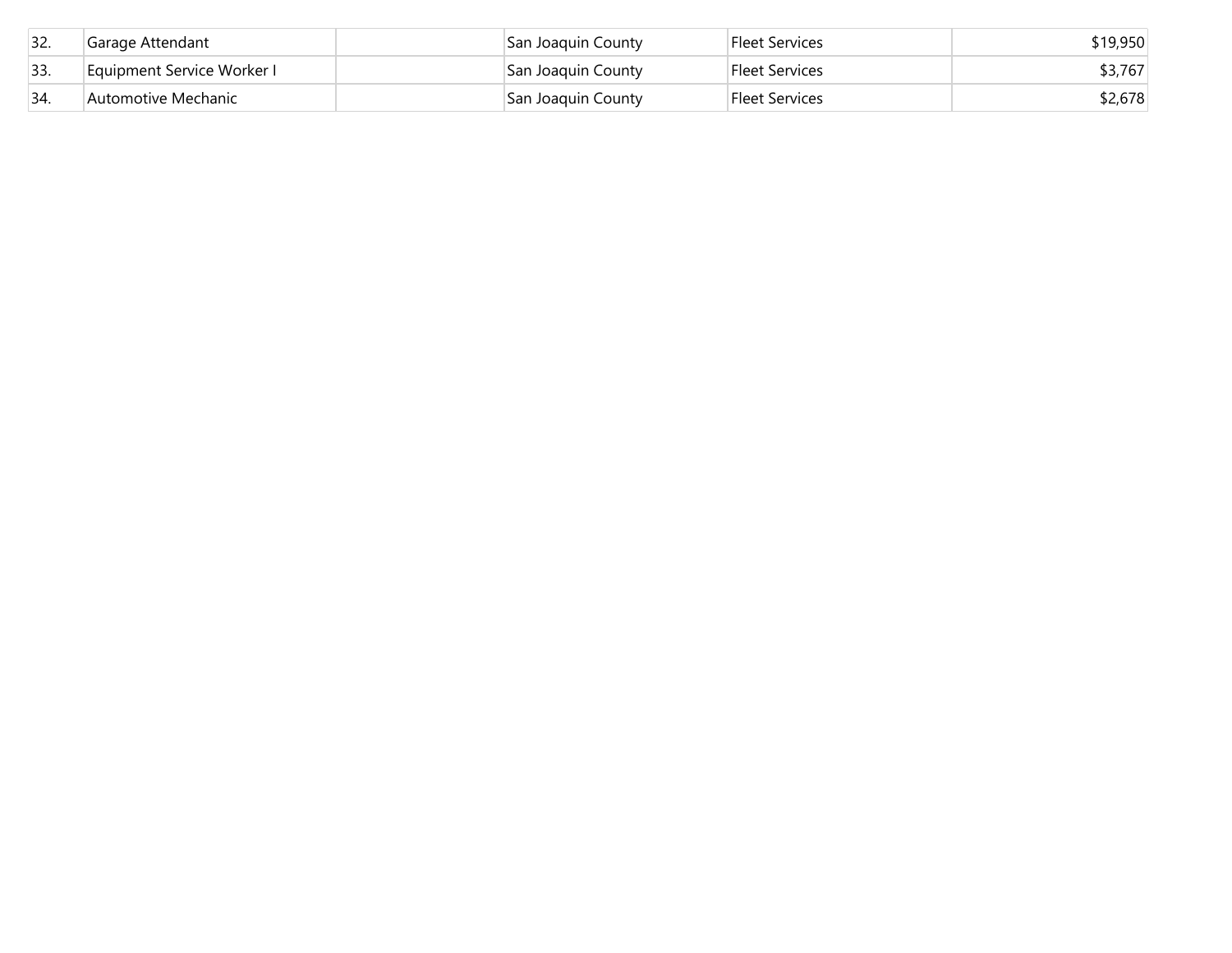| | | | | | |
|---|---|---|---|---|---|
| 32. | Garage Attendant | | San Joaquin County | Fleet Services | $19,950 |
| 33. | Equipment Service Worker I | | San Joaquin County | Fleet Services | $3,767 |
| 34. | Automotive Mechanic | | San Joaquin County | Fleet Services | $2,678 |